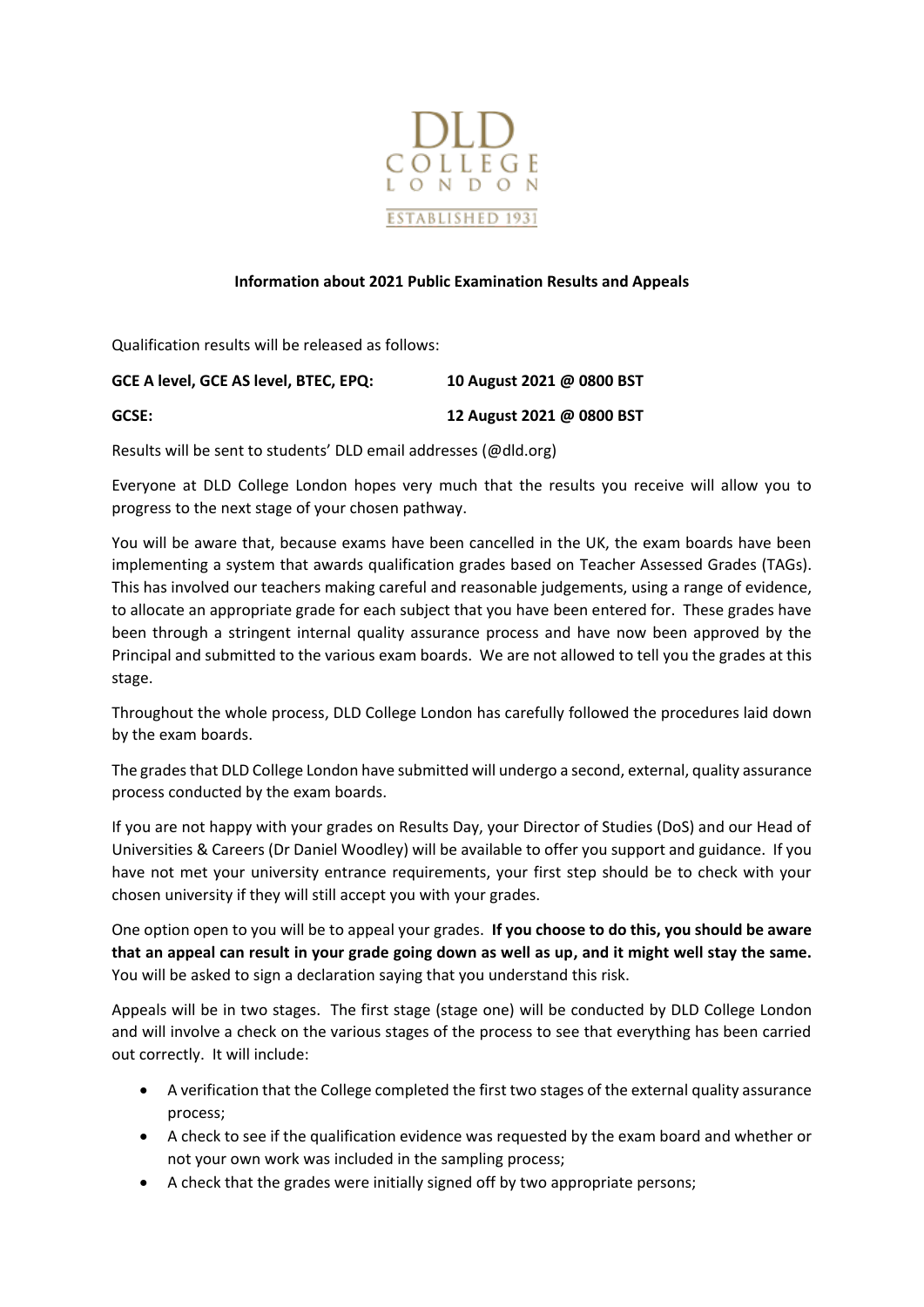DLD
COLLEGE
LONDON
ESTABLISHED 1931

**Information about 2021 Public Examination Results and Appeals**

Qualification results will be released as follows:

| | |
|---|---|
| **GCE A level, GCE AS level, BTEC, EPQ:** | **10 August 2021 @ 0800 BST** |
| **GCSE:** | **12 August 2021 @ 0800 BST** |

Results will be sent to students' DLD email addresses (@dld.org)

Everyone at DLD College London hopes very much that the results you receive will allow you to progress to the next stage of your chosen pathway.

You will be aware that, because exams have been cancelled in the UK, the exam boards have been implementing a system that awards qualification grades based on Teacher Assessed Grades (TAGs). This has involved our teachers making careful and reasonable judgements, using a range of evidence, to allocate an appropriate grade for each subject that you have been entered for. These grades have been through a stringent internal quality assurance process and have now been approved by the Principal and submitted to the various exam boards. We are not allowed to tell you the grades at this stage.

Throughout the whole process, DLD College London has carefully followed the procedures laid down by the exam boards.

The grades that DLD College London have submitted will undergo a second, external, quality assurance process conducted by the exam boards.

If you are not happy with your grades on Results Day, your Director of Studies (DoS) and our Head of Universities & Careers (Dr Daniel Woodley) will be available to offer you support and guidance. If you have not met your university entrance requirements, your first step should be to check with your chosen university if they will still accept you with your grades.

One option open to you will be to appeal your grades. **If you choose to do this, you should be aware that an appeal can result in your grade going down as well as up, and it might well stay the same.** You will be asked to sign a declaration saying that you understand this risk.

Appeals will be in two stages. The first stage (stage one) will be conducted by DLD College London and will involve a check on the various stages of the process to see that everything has been carried out correctly. It will include:

- A verification that the College completed the first two stages of the external quality assurance process;
- A check to see if the qualification evidence was requested by the exam board and whether or not your own work was included in the sampling process;
- A check that the grades were initially signed off by two appropriate persons;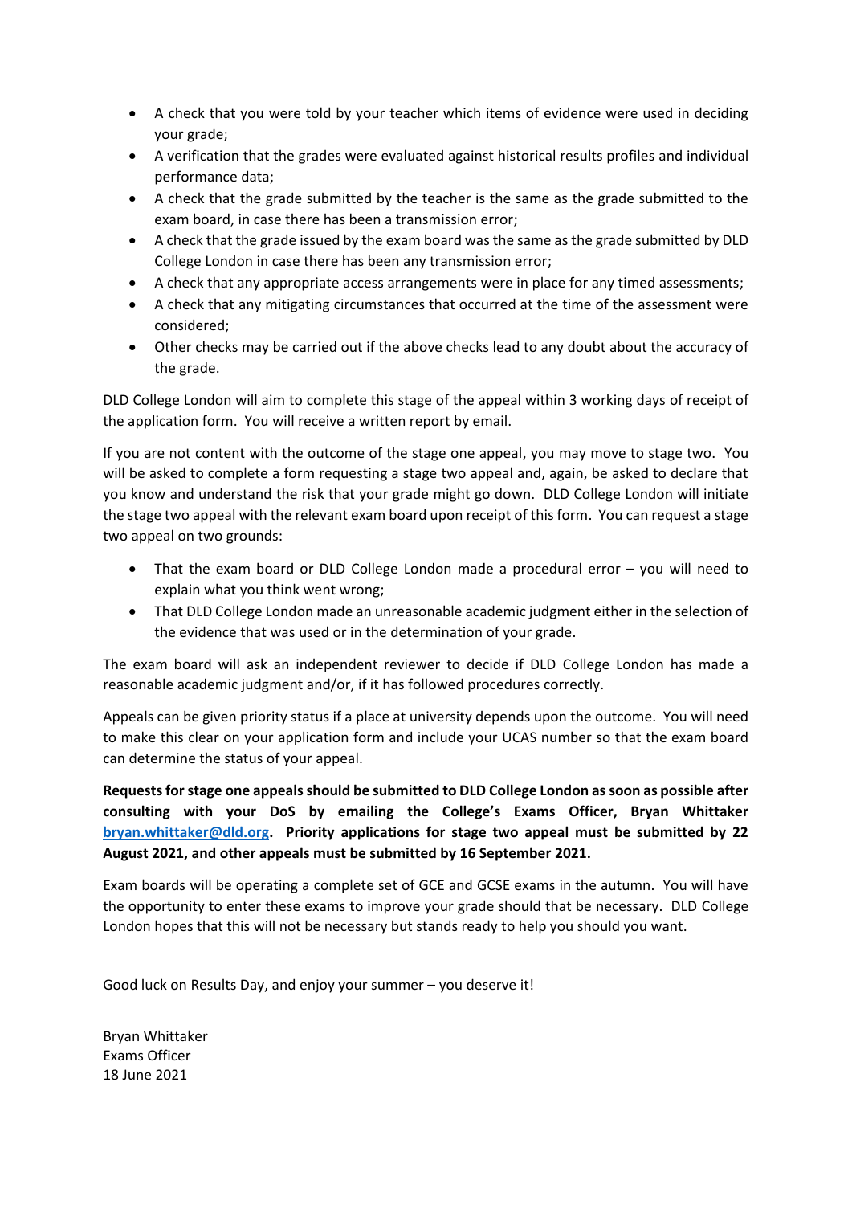- A check that you were told by your teacher which items of evidence were used in deciding your grade;
- A verification that the grades were evaluated against historical results profiles and individual performance data;
- A check that the grade submitted by the teacher is the same as the grade submitted to the exam board, in case there has been a transmission error;
- A check that the grade issued by the exam board was the same as the grade submitted by DLD College London in case there has been any transmission error;
- A check that any appropriate access arrangements were in place for any timed assessments;
- A check that any mitigating circumstances that occurred at the time of the assessment were considered;
- Other checks may be carried out if the above checks lead to any doubt about the accuracy of the grade.

DLD College London will aim to complete this stage of the appeal within 3 working days of receipt of the application form. You will receive a written report by email.

If you are not content with the outcome of the stage one appeal, you may move to stage two. You will be asked to complete a form requesting a stage two appeal and, again, be asked to declare that you know and understand the risk that your grade might go down. DLD College London will initiate the stage two appeal with the relevant exam board upon receipt of this form. You can request a stage two appeal on two grounds:

- That the exam board or DLD College London made a procedural error – you will need to explain what you think went wrong;
- That DLD College London made an unreasonable academic judgment either in the selection of the evidence that was used or in the determination of your grade.

The exam board will ask an independent reviewer to decide if DLD College London has made a reasonable academic judgment and/or, if it has followed procedures correctly.

Appeals can be given priority status if a place at university depends upon the outcome. You will need to make this clear on your application form and include your UCAS number so that the exam board can determine the status of your appeal.

**Requests for stage one appeals should be submitted to DLD College London as soon as possible after consulting with your DoS by emailing the College's Exams Officer, Bryan Whittaker [bryan.whittaker@dld.org](mailto:bryan.whittaker@dld.org). Priority applications for stage two appeal must be submitted by 22 August 2021, and other appeals must be submitted by 16 September 2021.**

Exam boards will be operating a complete set of GCE and GCSE exams in the autumn. You will have the opportunity to enter these exams to improve your grade should that be necessary. DLD College London hopes that this will not be necessary but stands ready to help you should you want.

Good luck on Results Day, and enjoy your summer – you deserve it!

Bryan Whittaker
Exams Officer
18 June 2021